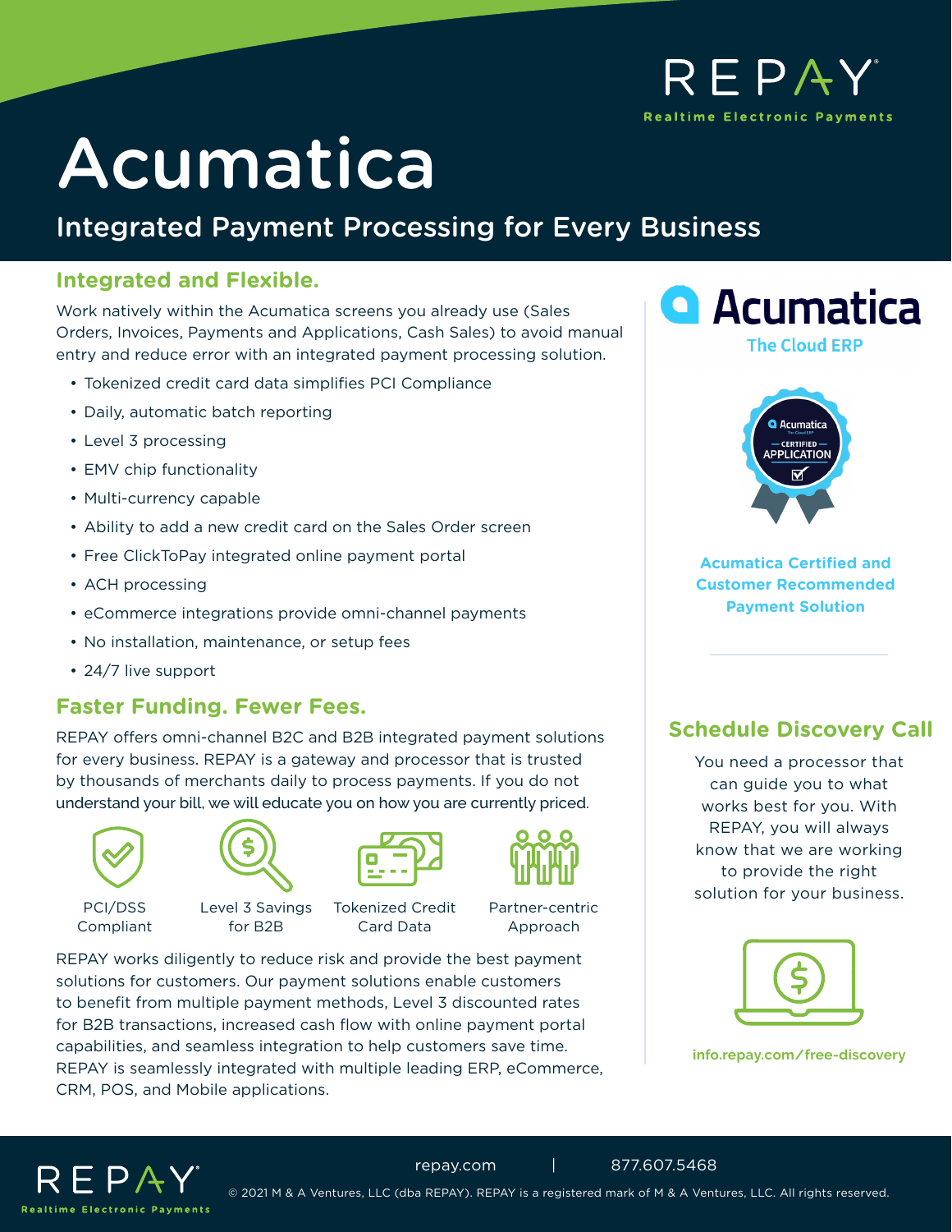REPAY
Realtime Electronic Payments

# Acumatica

## Integrated Payment Processing for Every Business

### Integrated and Flexible.

Work natively within the Acumatica screens you already use (Sales Orders, Invoices, Payments and Applications, Cash Sales) to avoid manual entry and reduce error with an integrated payment processing solution.

- Tokenized credit card data simplifies PCI Compliance
- Daily, automatic batch reporting
- Level 3 processing
- EMV chip functionality
- Multi-currency capable
- Ability to add a new credit card on the Sales Order screen
- Free ClickToPay integrated online payment portal
- ACH processing
- eCommerce integrations provide omni-channel payments
- No installation, maintenance, or setup fees
- 24/7 live support

### Faster Funding. Fewer Fees.

REPAY offers omni-channel B2C and B2B integrated payment solutions for every business. REPAY is a gateway and processor that is trusted by thousands of merchants daily to process payments. If you do not understand your bill, we will educate you on how you are currently priced.

PCI/DSS Compliant

Level 3 Savings for B2B

Tokenized Credit Card Data

Partner-centric Approach

REPAY works diligently to reduce risk and provide the best payment solutions for customers. Our payment solutions enable customers to benefit from multiple payment methods, Level 3 discounted rates for B2B transactions, increased cash flow with online payment portal capabilities, and seamless integration to help customers save time. REPAY is seamlessly integrated with multiple leading ERP, eCommerce, CRM, POS, and Mobile applications.

Acumatica
The Cloud ERP

Acumatica Certified Application

**Acumatica Certified and Customer Recommended Payment Solution**

### Schedule Discovery Call

You need a processor that can guide you to what works best for you. With REPAY, you will always know that we are working to provide the right solution for your business.

info.repay.com/free-discovery

REPAY
Realtime Electronic Payments

repay.com | 877.607.5468

© 2021 M & A Ventures, LLC (dba REPAY). REPAY is a registered mark of M & A Ventures, LLC. All rights reserved.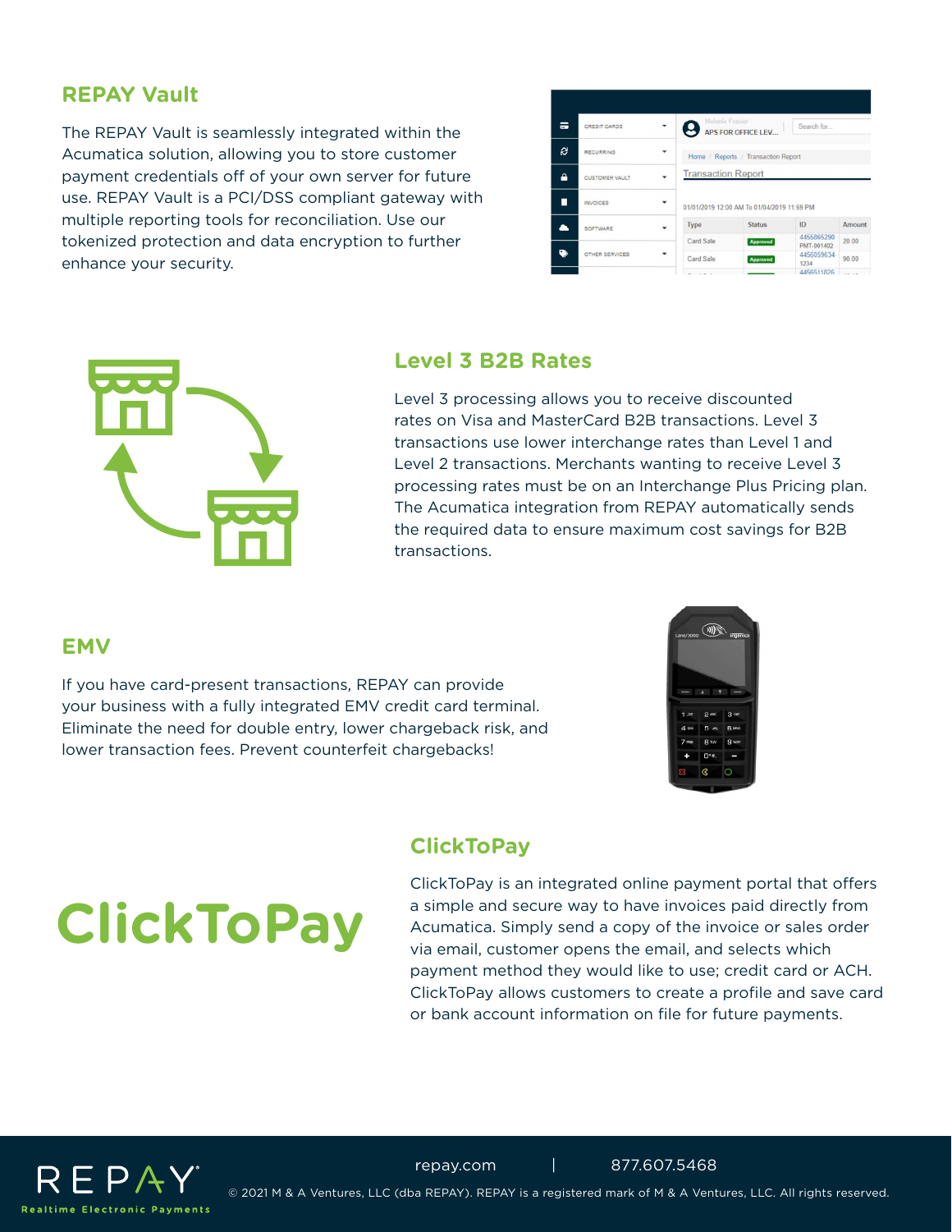## REPAY Vault

The REPAY Vault is seamlessly integrated within the Acumatica solution, allowing you to store customer payment credentials off of your own server for future use. REPAY Vault is a PCI/DSS compliant gateway with multiple reporting tools for reconciliation. Use our tokenized protection and data encryption to further enhance your security.

## Level 3 B2B Rates

Level 3 processing allows you to receive discounted rates on Visa and MasterCard B2B transactions. Level 3 transactions use lower interchange rates than Level 1 and Level 2 transactions. Merchants wanting to receive Level 3 processing rates must be on an Interchange Plus Pricing plan. The Acumatica integration from REPAY automatically sends the required data to ensure maximum cost savings for B2B transactions.

## EMV

If you have card-present transactions, REPAY can provide your business with a fully integrated EMV credit card terminal. Eliminate the need for double entry, lower chargeback risk, and lower transaction fees. Prevent counterfeit chargebacks!

## ClickToPay

ClickToPay is an integrated online payment portal that offers a simple and secure way to have invoices paid directly from Acumatica. Simply send a copy of the invoice or sales order via email, customer opens the email, and selects which payment method they would like to use; credit card or ACH. ClickToPay allows customers to create a profile and save card or bank account information on file for future payments.

REPAY
Realtime Electronic Payments

repay.com | 877.607.5468

© 2021 M & A Ventures, LLC (dba REPAY). REPAY is a registered mark of M & A Ventures, LLC. All rights reserved.